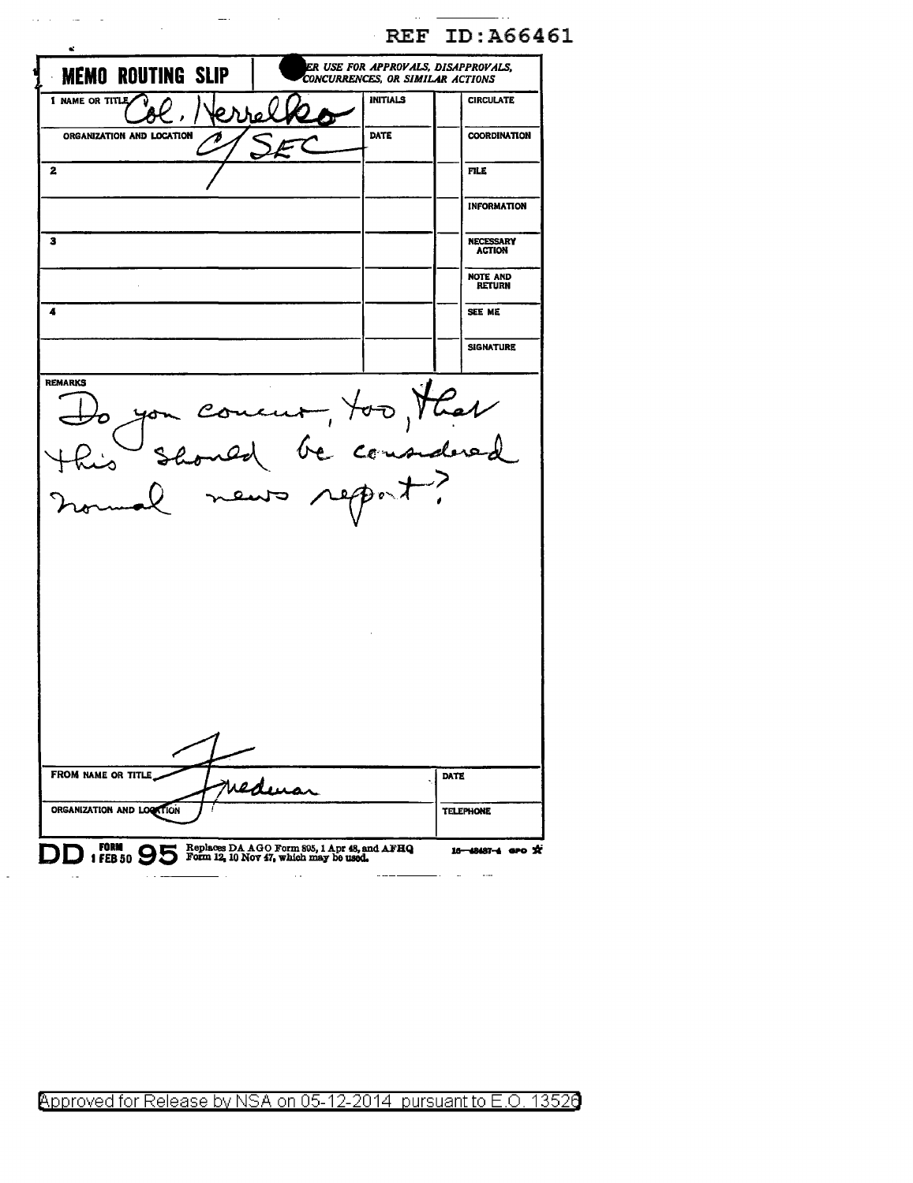REF ID:A66461

**MEMO ROUTING SLIP** — *NEVER USE FOR APPROVALS, DISAPPROVALS, CONCURRENCES, OR SIMILAR ACTIONS*

| | INITIALS | | |
|---|---|---|---|
| 1 NAME OR TITLE: Col. Herrelko | INITIALS | | CIRCULATE |
| ORGANIZATION AND LOCATION: C/SEC | DATE | | COORDINATION |
| 2 | | | FILE |
| | | | INFORMATION |
| 3 | | | NECESSARY ACTION |
| | | | NOTE AND RETURN |
| 4 | | | SEE ME |
| | | | SIGNATURE |

REMARKS

Do you concur, too, that this should be considered normal news report?

| FROM NAME OR TITLE: Friedman | DATE |
|---|---|
| ORGANIZATION AND LOCATION | TELEPHONE |

DD FORM 1 FEB 50 95 Replaces DA AGO Form 895, 1 Apr 48, and AFHQ Form 12, 10 Nov 47, which may be used. 16—48487-4 GPO

Approved for Release by NSA on 05-12-2014 pursuant to E.O. 13526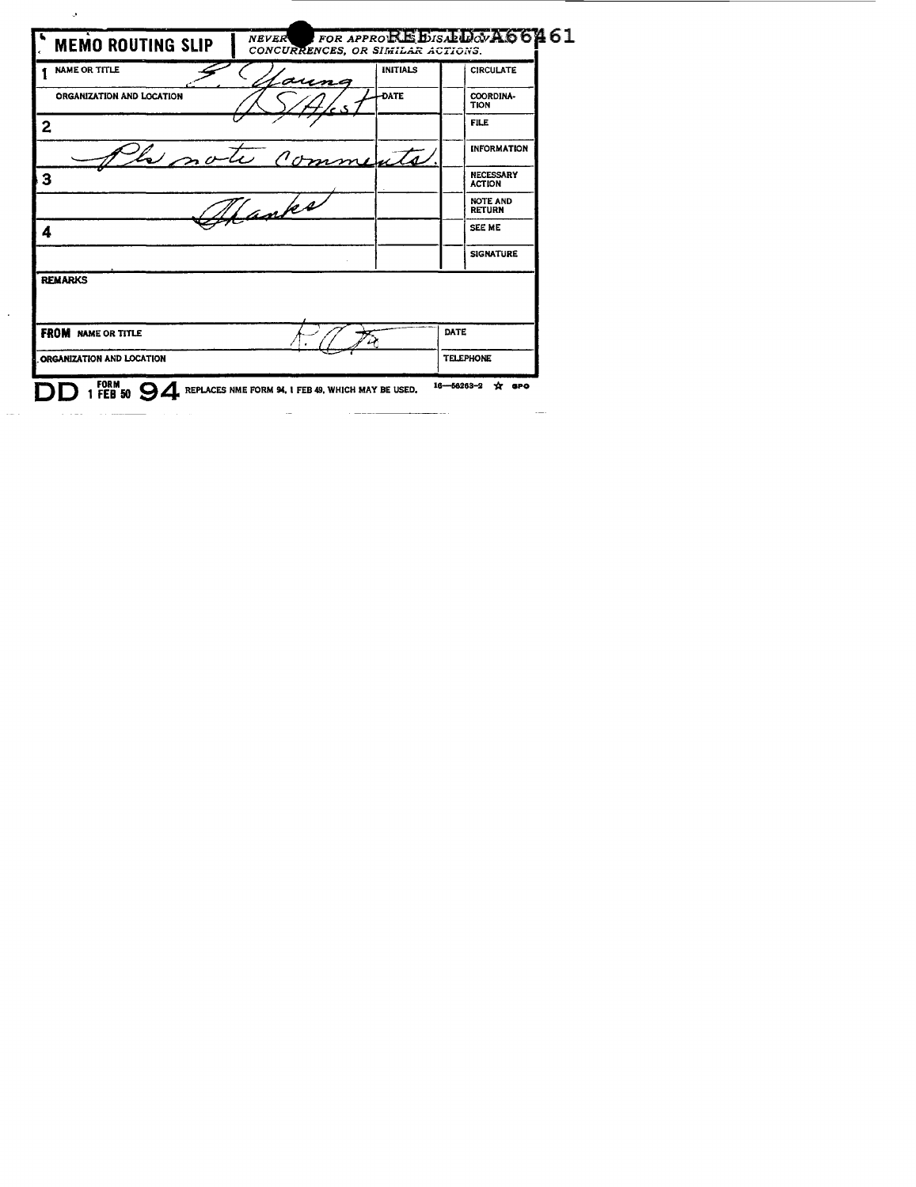# MEMO ROUTING SLIP

NEVER ● FOR APPROVALS, DISAPPROVALS, CONCURRENCES, OR SIMILAR ACTIONS.

REF ID:A66461

| | NAME OR TITLE | INITIALS | | CIRCULATE |
|---|---|---|---|---|
| 1 | E. Young | | | |
| | ORGANIZATION AND LOCATION: S/Asst | DATE | | COORDINATION |
| 2 | | | | FILE |
| | Pls note comments. | | | INFORMATION |
| 3 | | | | NECESSARY ACTION |
| | Thanks | | | NOTE AND RETURN |
| 4 | | | | SEE ME |
| | | | | SIGNATURE |

**REMARKS**

| FROM NAME OR TITLE: P. F. | DATE |
|---|---|
| ORGANIZATION AND LOCATION | TELEPHONE |

DD FORM 1 FEB 50 94 REPLACES NME FORM 94, 1 FEB 49, WHICH MAY BE USED. 16—56263-2 ☆ GPO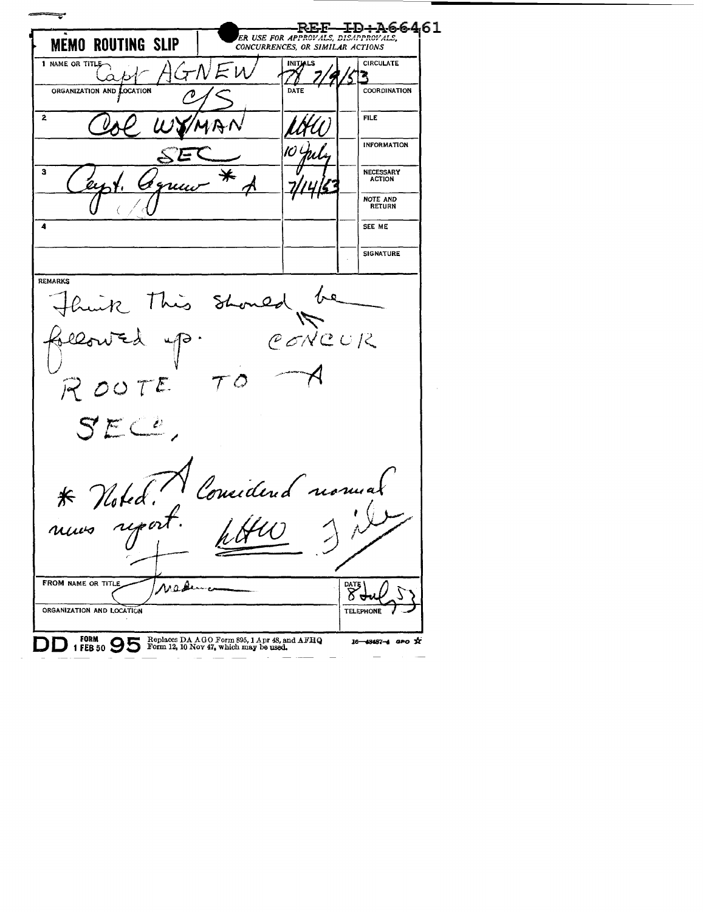REF ID:A66461

# MEMO ROUTING SLIP

ER USE FOR APPROVALS, DISAPPROVALS, CONCURRENCES, OR SIMILAR ACTIONS

| | NAME OR TITLE / ORGANIZATION AND LOCATION | INITIALS / DATE | | |
|---|---|---|---|---|
| 1 | Capt AGNEW | A 7/9/53 | | CIRCULATE |
| | C/S | | | COORDINATION |
| 2 | Col WYMAN | LHW | | FILE |
| | SEC | 10 July | | INFORMATION |
| 3 | Capt. Agnew * | A 7/14/53 | | NECESSARY ACTION |
| | | | | NOTE AND RETURN |
| 4 | | | | SEE ME |
| | | | | SIGNATURE |

REMARKS

Think this should be followed up. CONCUR

ROUTE TO — A

SEC,

* Noted. Considered normal news report. LHW File

FROM NAME OR TITLE: Nadine

DATE: 8 July 53

ORGANIZATION AND LOCATION

TELEPHONE

DD FORM 1 FEB 50 95 Replaces DA AGO Form 895, 1 Apr 48, and AFHQ Form 12, 10 Nov 47, which may be used.

16—48487-4 GPO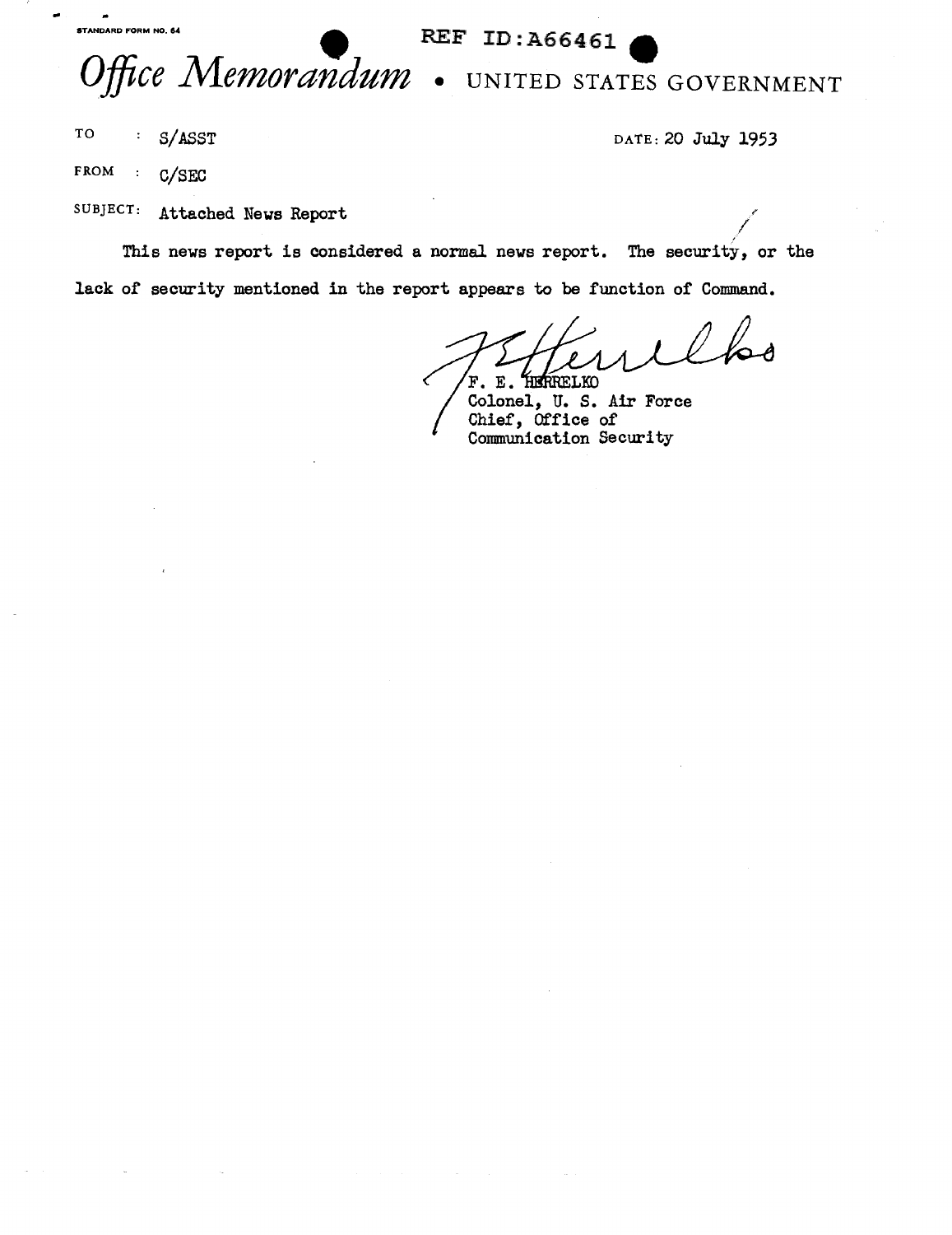STANDARD FORM NO. 64

REF ID:A66461

# *Office Memorandum* • UNITED STATES GOVERNMENT

TO : S/ASST

DATE: 20 July 1953

FROM : C/SEC

SUBJECT: Attached News Report

This news report is considered a normal news report. The security, or the lack of security mentioned in the report appears to be function of Command.

F. E. HERRELKO
Colonel, U. S. Air Force
Chief, Office of
Communication Security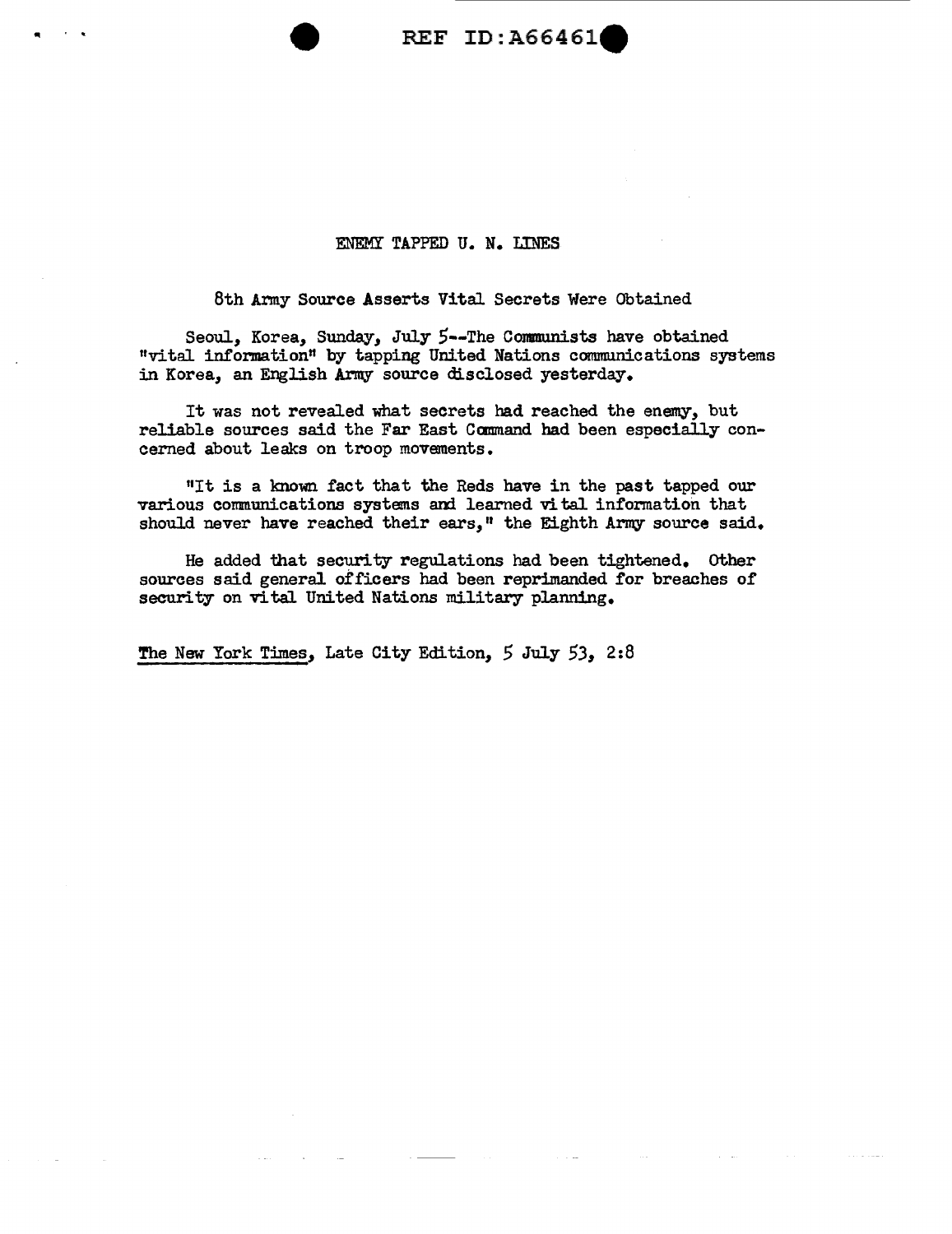ENEMY TAPPED U. N. LINES

8th Army Source Asserts Vital Secrets Were Obtained

Seoul, Korea, Sunday, July 5--The Communists have obtained "vital information" by tapping United Nations communications systems in Korea, an English Army source disclosed yesterday.

It was not revealed what secrets had reached the enemy, but reliable sources said the Far East Command had been especially concerned about leaks on troop movements.

"It is a known fact that the Reds have in the past tapped our various communications systems and learned vital information that should never have reached their ears," the Eighth Army source said.

He added that security regulations had been tightened. Other sources said general officers had been reprimanded for breaches of security on vital United Nations military planning.

The New York Times, Late City Edition, 5 July 53, 2:8